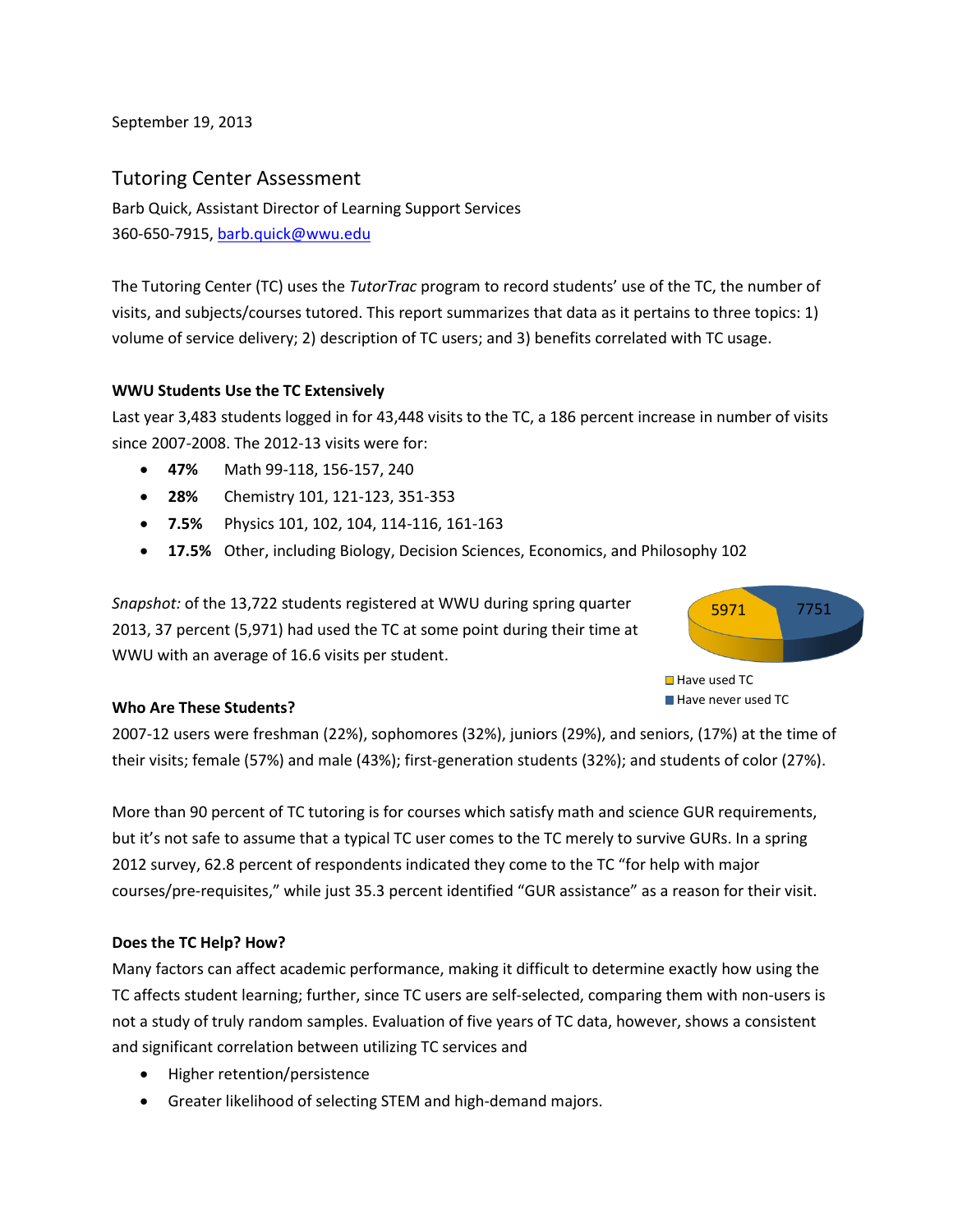September 19, 2013

# Tutoring Center Assessment

Barb Quick, Assistant Director of Learning Support Services
360-650-7915, barb.quick@wwu.edu

The Tutoring Center (TC) uses the *TutorTrac* program to record students' use of the TC, the number of visits, and subjects/courses tutored. This report summarizes that data as it pertains to three topics: 1) volume of service delivery; 2) description of TC users; and 3) benefits correlated with TC usage.

**WWU Students Use the TC Extensively**

Last year 3,483 students logged in for 43,448 visits to the TC, a 186 percent increase in number of visits since 2007-2008. The 2012-13 visits were for:

- **47%** Math 99-118, 156-157, 240
- **28%** Chemistry 101, 121-123, 351-353
- **7.5%** Physics 101, 102, 104, 114-116, 161-163
- **17.5%** Other, including Biology, Decision Sciences, Economics, and Philosophy 102

*Snapshot:* of the 13,722 students registered at WWU during spring quarter 2013, 37 percent (5,971) had used the TC at some point during their time at WWU with an average of 16.6 visits per student.

5971 | 7751

Have used TC
Have never used TC

**Who Are These Students?**

2007-12 users were freshman (22%), sophomores (32%), juniors (29%), and seniors, (17%) at the time of their visits; female (57%) and male (43%); first-generation students (32%); and students of color (27%).

More than 90 percent of TC tutoring is for courses which satisfy math and science GUR requirements, but it's not safe to assume that a typical TC user comes to the TC merely to survive GURs. In a spring 2012 survey, 62.8 percent of respondents indicated they come to the TC "for help with major courses/pre-requisites," while just 35.3 percent identified "GUR assistance" as a reason for their visit.

**Does the TC Help? How?**

Many factors can affect academic performance, making it difficult to determine exactly how using the TC affects student learning; further, since TC users are self-selected, comparing them with non-users is not a study of truly random samples. Evaluation of five years of TC data, however, shows a consistent and significant correlation between utilizing TC services and

- Higher retention/persistence
- Greater likelihood of selecting STEM and high-demand majors.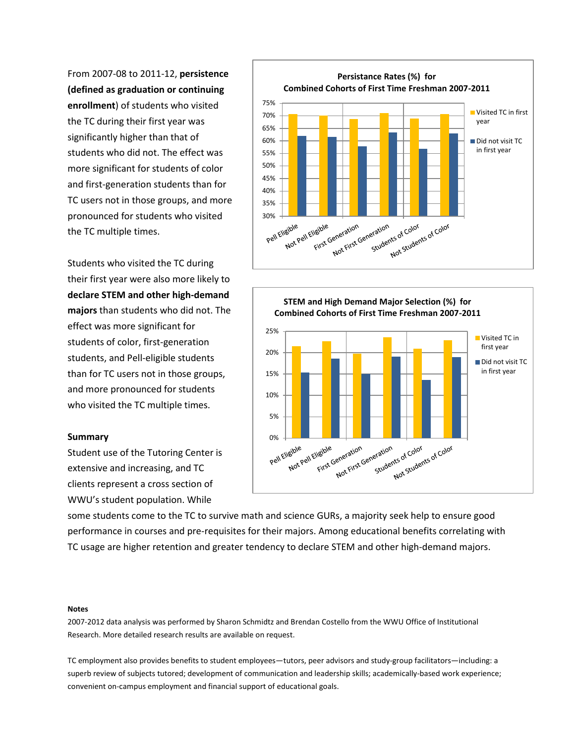From 2007-08 to 2011-12, **persistence (defined as graduation or continuing enrollment**) of students who visited the TC during their first year was significantly higher than that of students who did not. The effect was more significant for students of color and first-generation students than for TC users not in those groups, and more pronounced for students who visited the TC multiple times.

Students who visited the TC during their first year were also more likely to **declare STEM and other high-demand majors** than students who did not. The effect was more significant for students of color, first-generation students, and Pell-eligible students than for TC users not in those groups, and more pronounced for students who visited the TC multiple times.

**Summary**

Student use of the Tutoring Center is extensive and increasing, and TC clients represent a cross section of WWU's student population. While some students come to the TC to survive math and science GURs, a majority seek help to ensure good performance in courses and pre-requisites for their majors. Among educational benefits correlating with TC usage are higher retention and greater tendency to declare STEM and other high-demand majors.

**Notes**

2007-2012 data analysis was performed by Sharon Schmidtz and Brendan Costello from the WWU Office of Institutional Research. More detailed research results are available on request.

TC employment also provides benefits to student employees—tutors, peer advisors and study-group facilitators—including: a superb review of subjects tutored; development of communication and leadership skills; academically-based work experience; convenient on-campus employment and financial support of educational goals.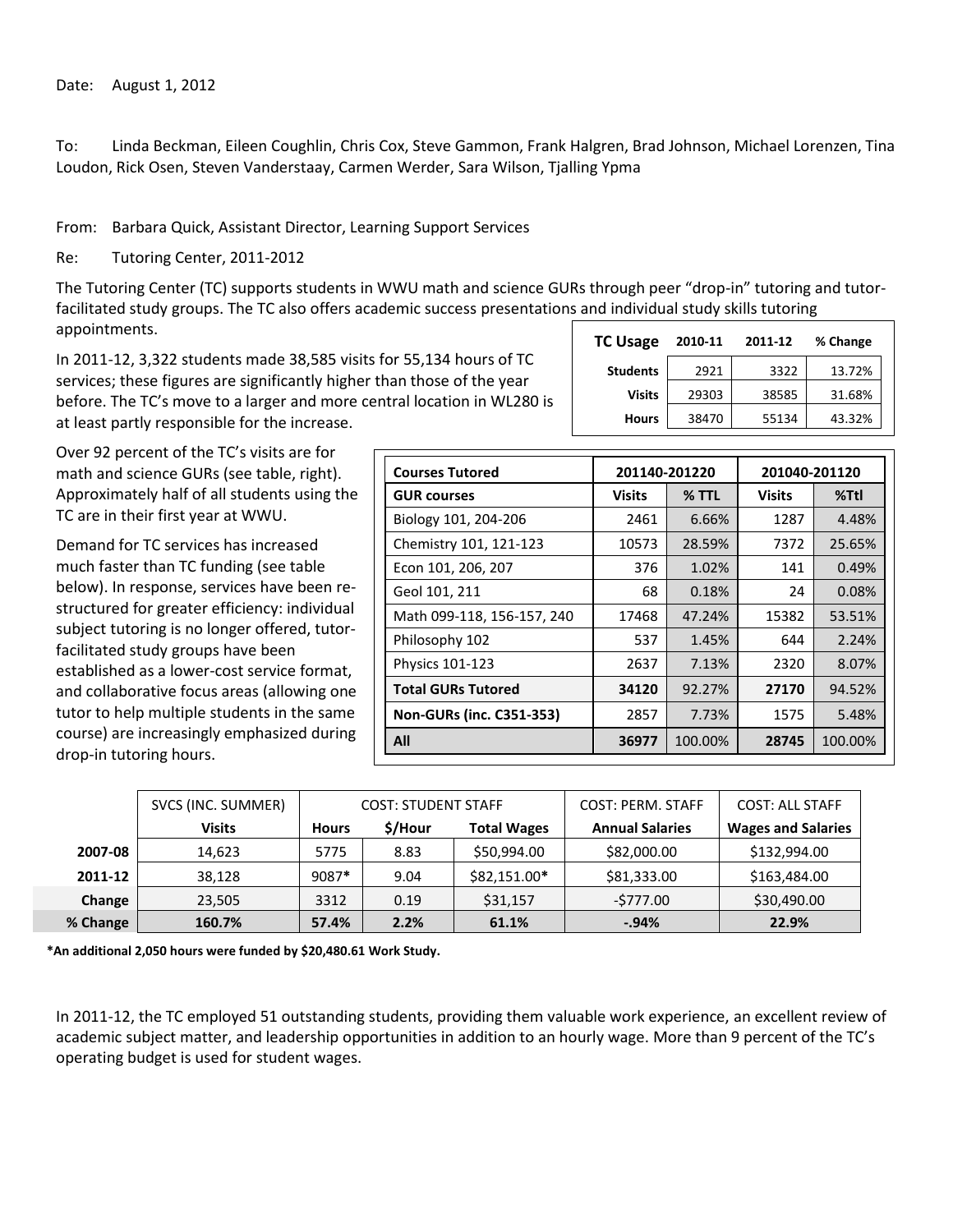Date: August 1, 2012

To: Linda Beckman, Eileen Coughlin, Chris Cox, Steve Gammon, Frank Halgren, Brad Johnson, Michael Lorenzen, Tina Loudon, Rick Osen, Steven Vanderstaay, Carmen Werder, Sara Wilson, Tjalling Ypma

From: Barbara Quick, Assistant Director, Learning Support Services

Re: Tutoring Center, 2011-2012

The Tutoring Center (TC) supports students in WWU math and science GURs through peer "drop-in" tutoring and tutor-facilitated study groups. The TC also offers academic success presentations and individual study skills tutoring appointments.

In 2011-12, 3,322 students made 38,585 visits for 55,134 hours of TC services; these figures are significantly higher than those of the year before. The TC's move to a larger and more central location in WL280 is at least partly responsible for the increase.

| TC Usage | 2010-11 | 2011-12 | % Change |
|---|---|---|---|
| Students | 2921 | 3322 | 13.72% |
| Visits | 29303 | 38585 | 31.68% |
| Hours | 38470 | 55134 | 43.32% |

Over 92 percent of the TC's visits are for math and science GURs (see table, right). Approximately half of all students using the TC are in their first year at WWU.

Demand for TC services has increased much faster than TC funding (see table below). In response, services have been re-structured for greater efficiency: individual subject tutoring is no longer offered, tutor-facilitated study groups have been established as a lower-cost service format, and collaborative focus areas (allowing one tutor to help multiple students in the same course) are increasingly emphasized during drop-in tutoring hours.

| Courses Tutored | 201140-201220 | | 201040-201120 | |
|---|---|---|---|---|
| **GUR courses** | **Visits** | **% TTL** | **Visits** | **%Ttl** |
| Biology 101, 204-206 | 2461 | 6.66% | 1287 | 4.48% |
| Chemistry 101, 121-123 | 10573 | 28.59% | 7372 | 25.65% |
| Econ 101, 206, 207 | 376 | 1.02% | 141 | 0.49% |
| Geol 101, 211 | 68 | 0.18% | 24 | 0.08% |
| Math 099-118, 156-157, 240 | 17468 | 47.24% | 15382 | 53.51% |
| Philosophy 102 | 537 | 1.45% | 644 | 2.24% |
| Physics 101-123 | 2637 | 7.13% | 2320 | 8.07% |
| **Total GURs Tutored** | **34120** | 92.27% | **27170** | 94.52% |
| **Non-GURs (inc. C351-353)** | 2857 | 7.73% | 1575 | 5.48% |
| **All** | **36977** | 100.00% | **28745** | 100.00% |

| | SVCS (INC. SUMMER) | COST: STUDENT STAFF | | | COST: PERM. STAFF | COST: ALL STAFF |
|---|---|---|---|---|---|---|
| | **Visits** | **Hours** | **$/Hour** | **Total Wages** | **Annual Salaries** | **Wages and Salaries** |
| **2007-08** | 14,623 | 5775 | 8.83 | $50,994.00 | $82,000.00 | $132,994.00 |
| **2011-12** | 38,128 | 9087* | 9.04 | $82,151.00* | $81,333.00 | $163,484.00 |
| **Change** | 23,505 | 3312 | 0.19 | $31,157 | -$777.00 | $30,490.00 |
| **% Change** | **160.7%** | **57.4%** | **2.2%** | **61.1%** | **-.94%** | **22.9%** |

***An additional 2,050 hours were funded by $20,480.61 Work Study.**

In 2011-12, the TC employed 51 outstanding students, providing them valuable work experience, an excellent review of academic subject matter, and leadership opportunities in addition to an hourly wage. More than 9 percent of the TC's operating budget is used for student wages.